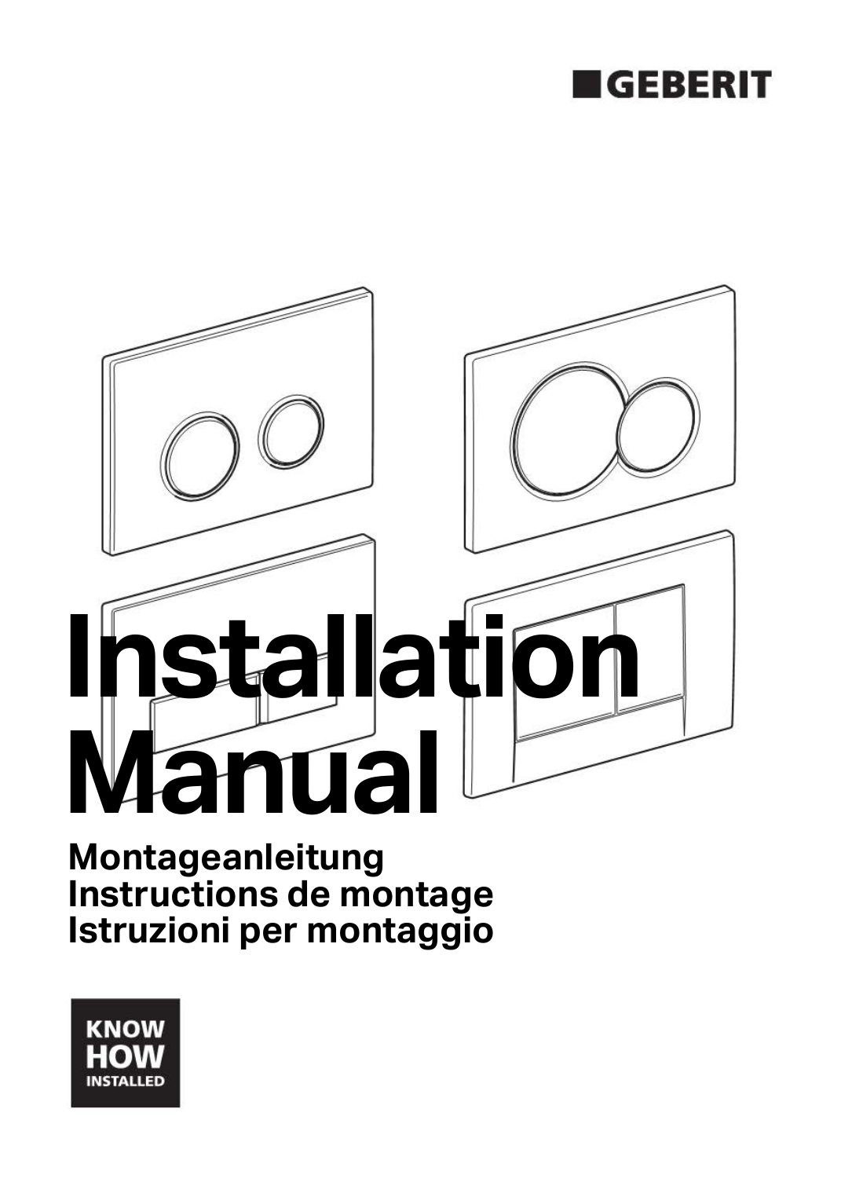GEBERIT

# Installation Manual

**Montageanleitung**
**Instructions de montage**
**Istruzioni per montaggio**

KNOW
HOW
INSTALLED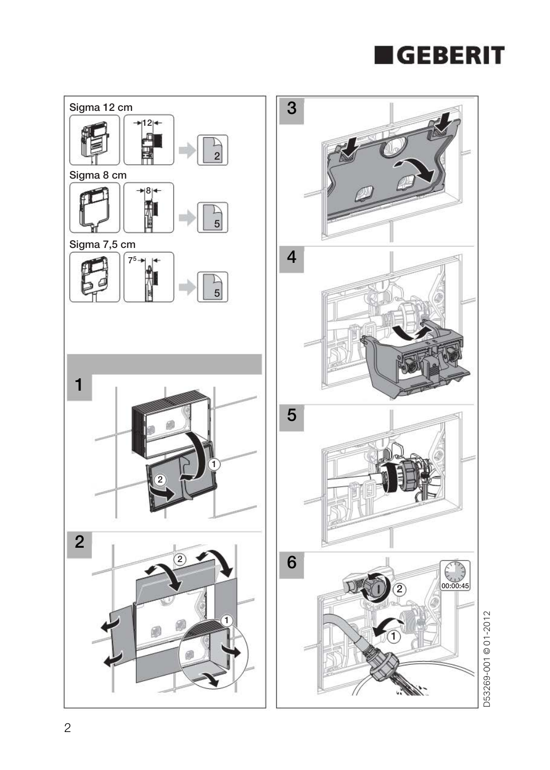Sigma 12 cm

12 → 2

Sigma 8 cm

8 → 5

Sigma 7,5 cm

$7^5$ → 5

1

2

3

4

5

6

00:00:45

D53269-001 © 01-2012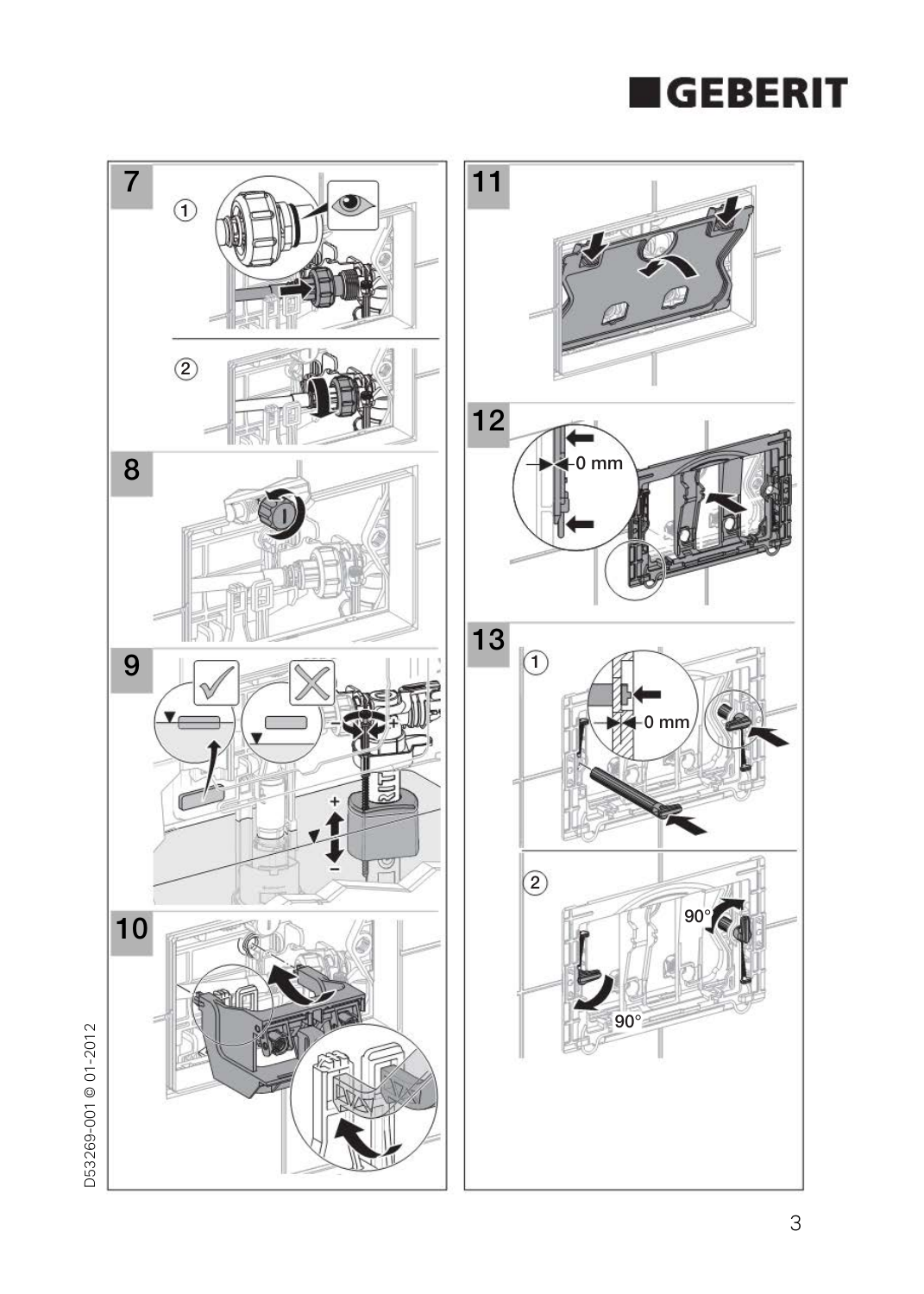7

①

②

8

9

10

11

12

0 mm

13

①

0 mm

②

90°

90°

D53269-001 © 01-2012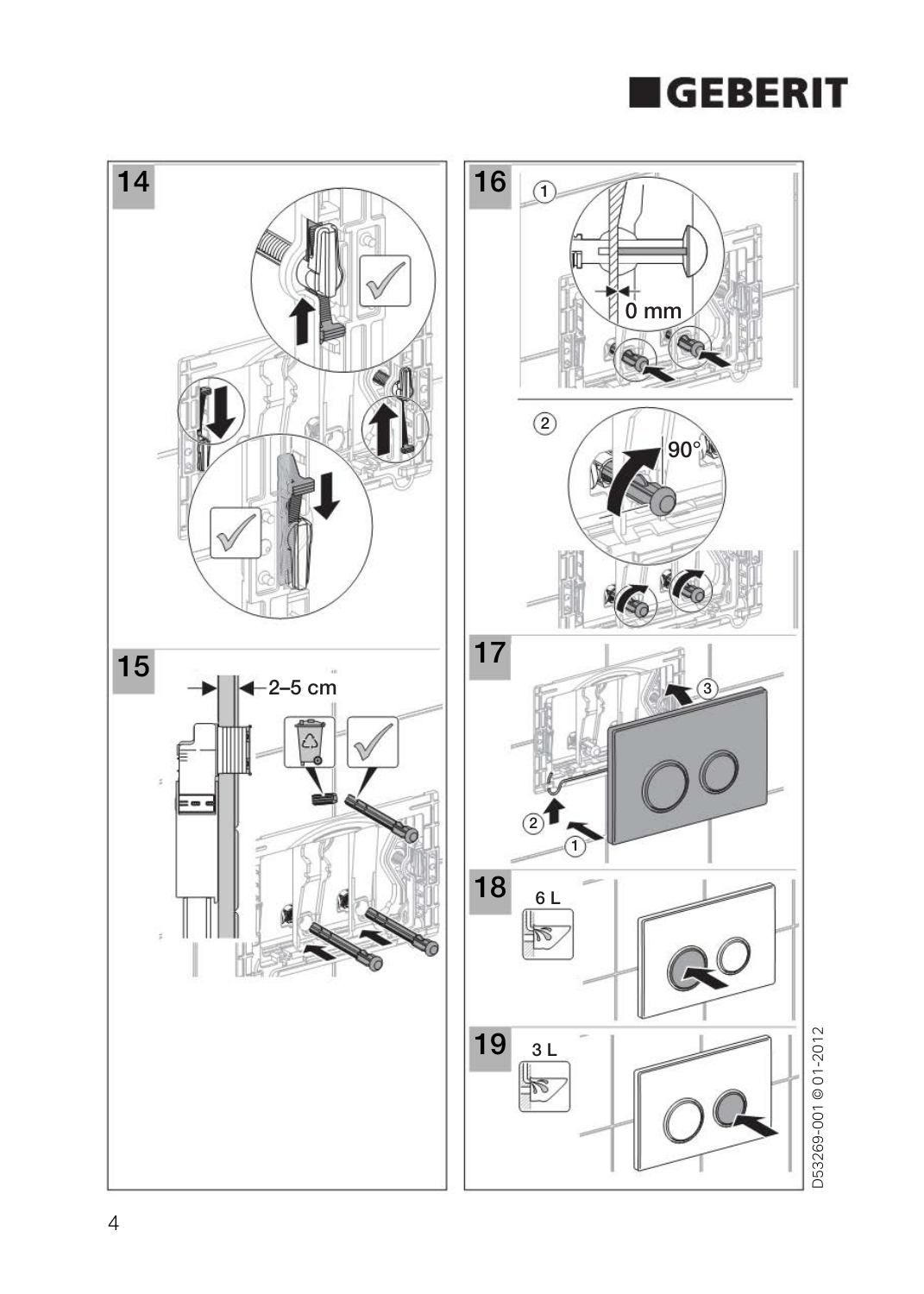14

15

2–5 cm

16

① 

0 mm

② 

90°

17

18

6 L

19

3 L

D53269-001 © 01-2012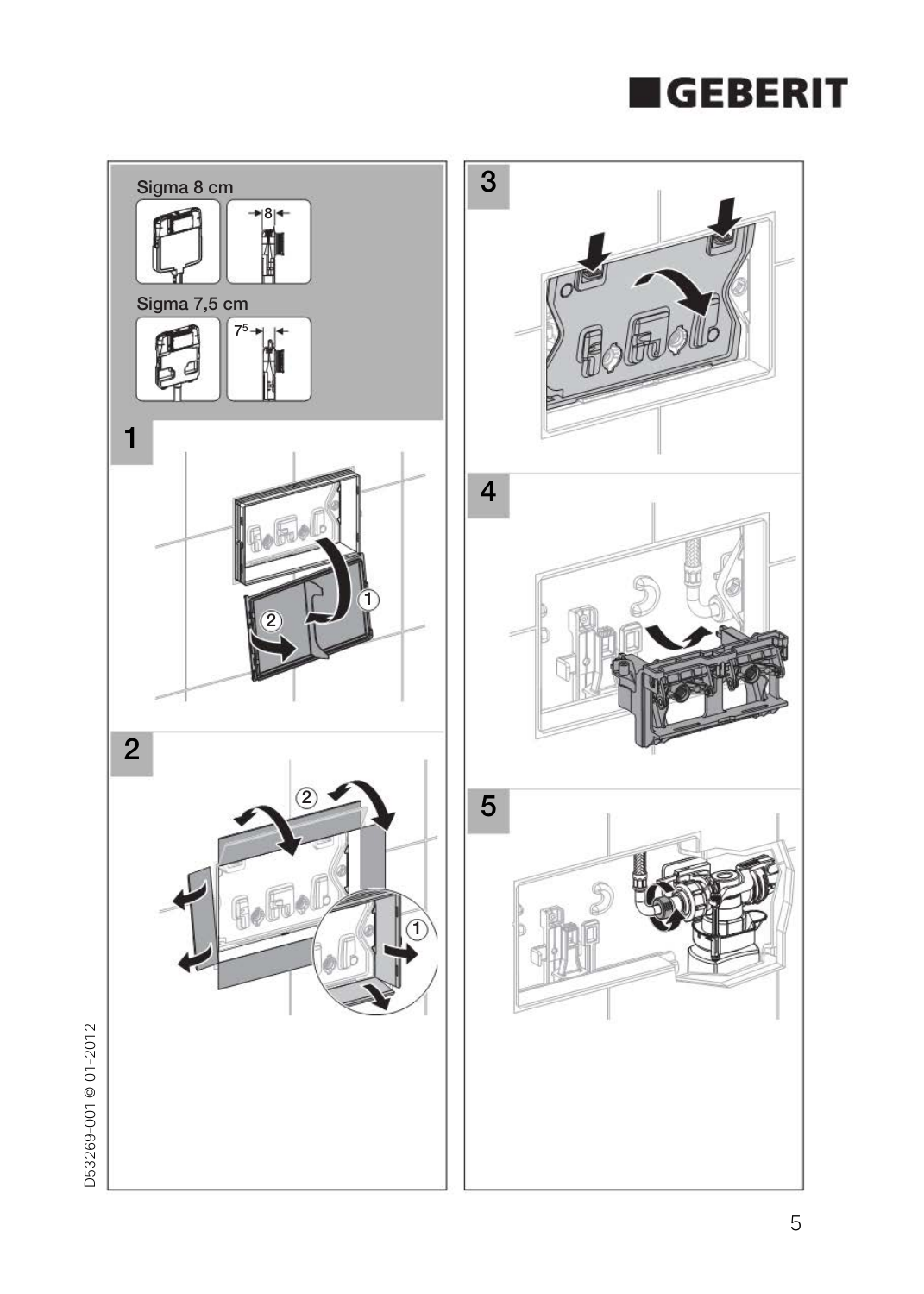Sigma 8 cm

8

Sigma 7,5 cm

7,5

1

2

3

4

5

D53269-001 © 01-2012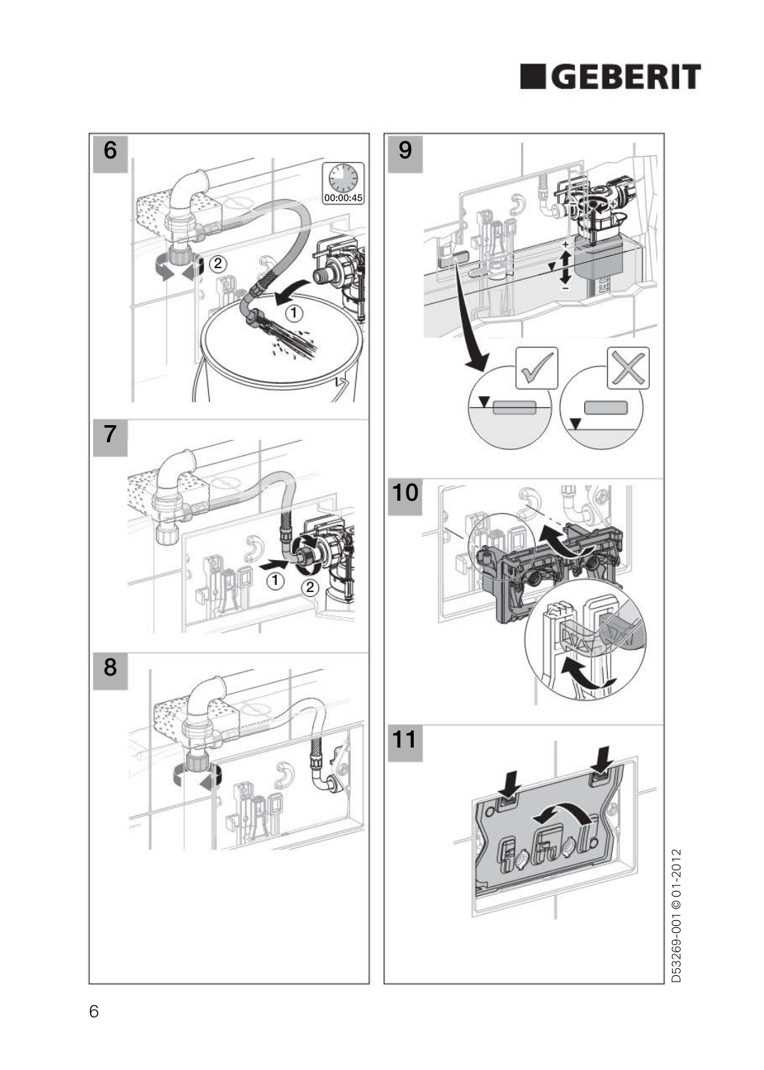6

00:00:45

7

8

9

10

11

D53269-001 © 01-2012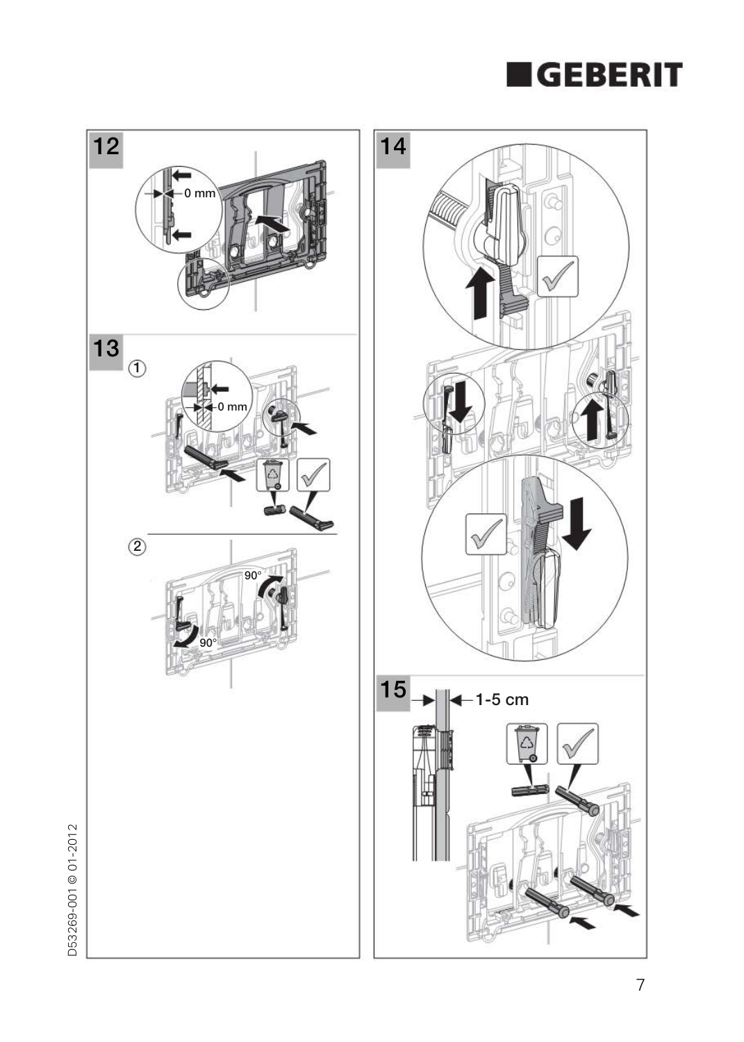12

0 mm

13

①

0 mm

②

90°

90°

14

15

1-5 cm

D53269-001 © 01-2012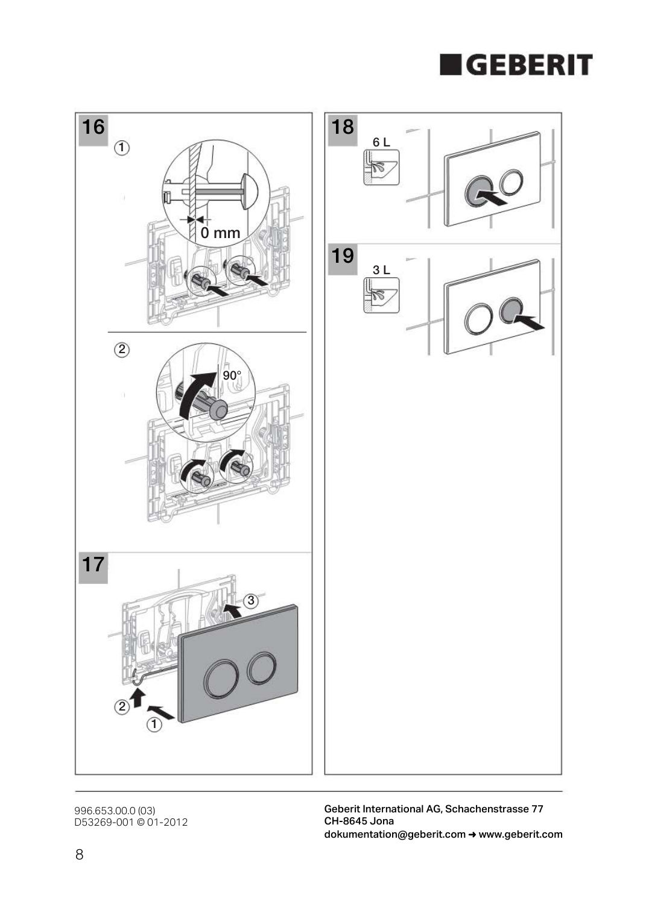16

①

0 mm

②

90°

17

③

②

①

18

6 L

19

3 L

996.653.00.0 (03)
D53269-001 © 01-2012

**Geberit International AG, Schachenstrasse 77**
**CH-8645 Jona**
**dokumentation@geberit.com ➜ www.geberit.com**